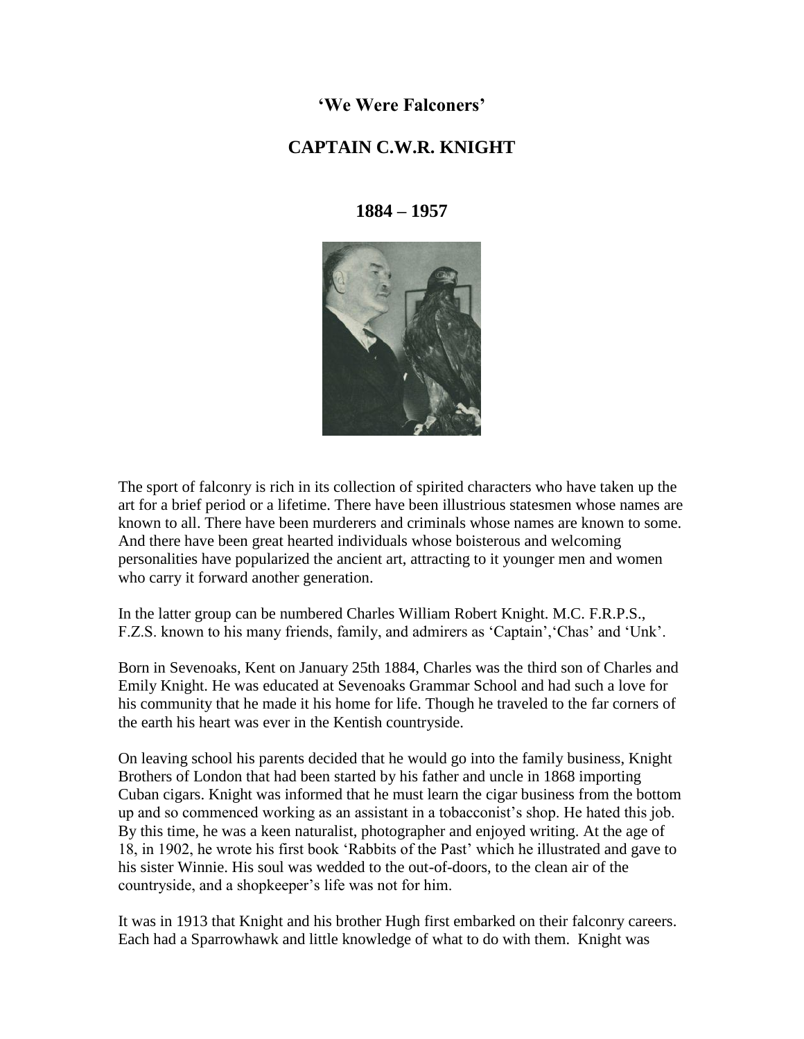# 'We Were Falconers'

## CAPTAIN C.W.R. KNIGHT

### 1884 – 1957

The sport of falconry is rich in its collection of spirited characters who have taken up the art for a brief period or a lifetime. There have been illustrious statesmen whose names are known to all. There have been murderers and criminals whose names are known to some. And there have been great hearted individuals whose boisterous and welcoming personalities have popularized the ancient art, attracting to it younger men and women who carry it forward another generation.

In the latter group can be numbered Charles William Robert Knight. M.C. F.R.P.S., F.Z.S. known to his many friends, family, and admirers as 'Captain','Chas' and 'Unk'.

Born in Sevenoaks, Kent on January 25th 1884, Charles was the third son of Charles and Emily Knight. He was educated at Sevenoaks Grammar School and had such a love for his community that he made it his home for life. Though he traveled to the far corners of the earth his heart was ever in the Kentish countryside.

On leaving school his parents decided that he would go into the family business, Knight Brothers of London that had been started by his father and uncle in 1868 importing Cuban cigars. Knight was informed that he must learn the cigar business from the bottom up and so commenced working as an assistant in a tobacconist's shop. He hated this job. By this time, he was a keen naturalist, photographer and enjoyed writing. At the age of 18, in 1902, he wrote his first book 'Rabbits of the Past' which he illustrated and gave to his sister Winnie. His soul was wedded to the out-of-doors, to the clean air of the countryside, and a shopkeeper's life was not for him.

It was in 1913 that Knight and his brother Hugh first embarked on their falconry careers. Each had a Sparrowhawk and little knowledge of what to do with them. Knight was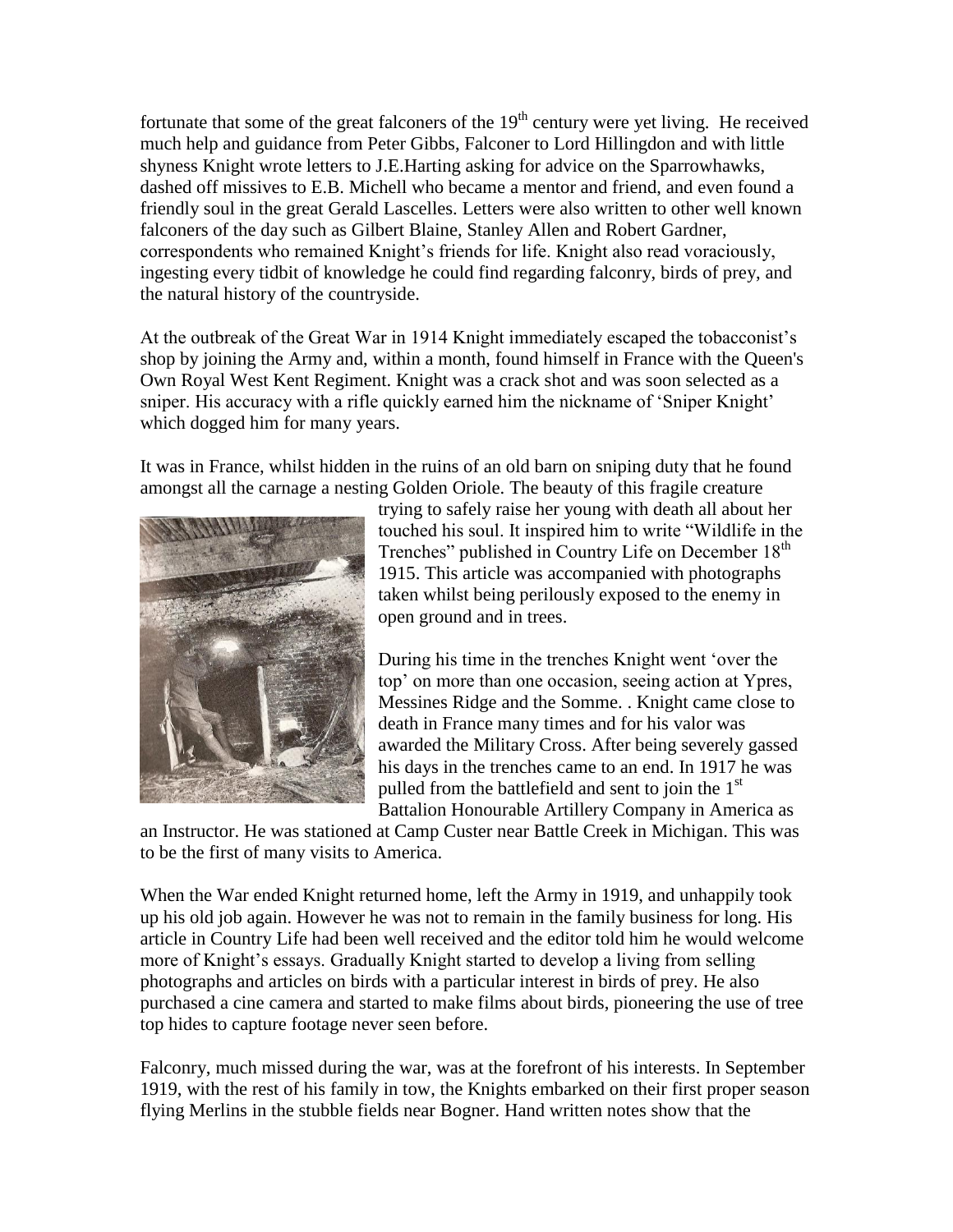fortunate that some of the great falconers of the 19th century were yet living. He received much help and guidance from Peter Gibbs, Falconer to Lord Hillingdon and with little shyness Knight wrote letters to J.E.Harting asking for advice on the Sparrowhawks, dashed off missives to E.B. Michell who became a mentor and friend, and even found a friendly soul in the great Gerald Lascelles. Letters were also written to other well known falconers of the day such as Gilbert Blaine, Stanley Allen and Robert Gardner, correspondents who remained Knight's friends for life. Knight also read voraciously, ingesting every tidbit of knowledge he could find regarding falconry, birds of prey, and the natural history of the countryside.

At the outbreak of the Great War in 1914 Knight immediately escaped the tobacconist's shop by joining the Army and, within a month, found himself in France with the Queen's Own Royal West Kent Regiment. Knight was a crack shot and was soon selected as a sniper. His accuracy with a rifle quickly earned him the nickname of 'Sniper Knight' which dogged him for many years.

It was in France, whilst hidden in the ruins of an old barn on sniping duty that he found amongst all the carnage a nesting Golden Oriole. The beauty of this fragile creature trying to safely raise her young with death all about her touched his soul. It inspired him to write "Wildlife in the Trenches" published in Country Life on December 18th 1915. This article was accompanied with photographs taken whilst being perilously exposed to the enemy in open ground and in trees.

During his time in the trenches Knight went 'over the top' on more than one occasion, seeing action at Ypres, Messines Ridge and the Somme. . Knight came close to death in France many times and for his valor was awarded the Military Cross. After being severely gassed his days in the trenches came to an end. In 1917 he was pulled from the battlefield and sent to join the 1st Battalion Honourable Artillery Company in America as an Instructor. He was stationed at Camp Custer near Battle Creek in Michigan. This was to be the first of many visits to America.

When the War ended Knight returned home, left the Army in 1919, and unhappily took up his old job again. However he was not to remain in the family business for long. His article in Country Life had been well received and the editor told him he would welcome more of Knight's essays. Gradually Knight started to develop a living from selling photographs and articles on birds with a particular interest in birds of prey. He also purchased a cine camera and started to make films about birds, pioneering the use of tree top hides to capture footage never seen before.

Falconry, much missed during the war, was at the forefront of his interests. In September 1919, with the rest of his family in tow, the Knights embarked on their first proper season flying Merlins in the stubble fields near Bogner. Hand written notes show that the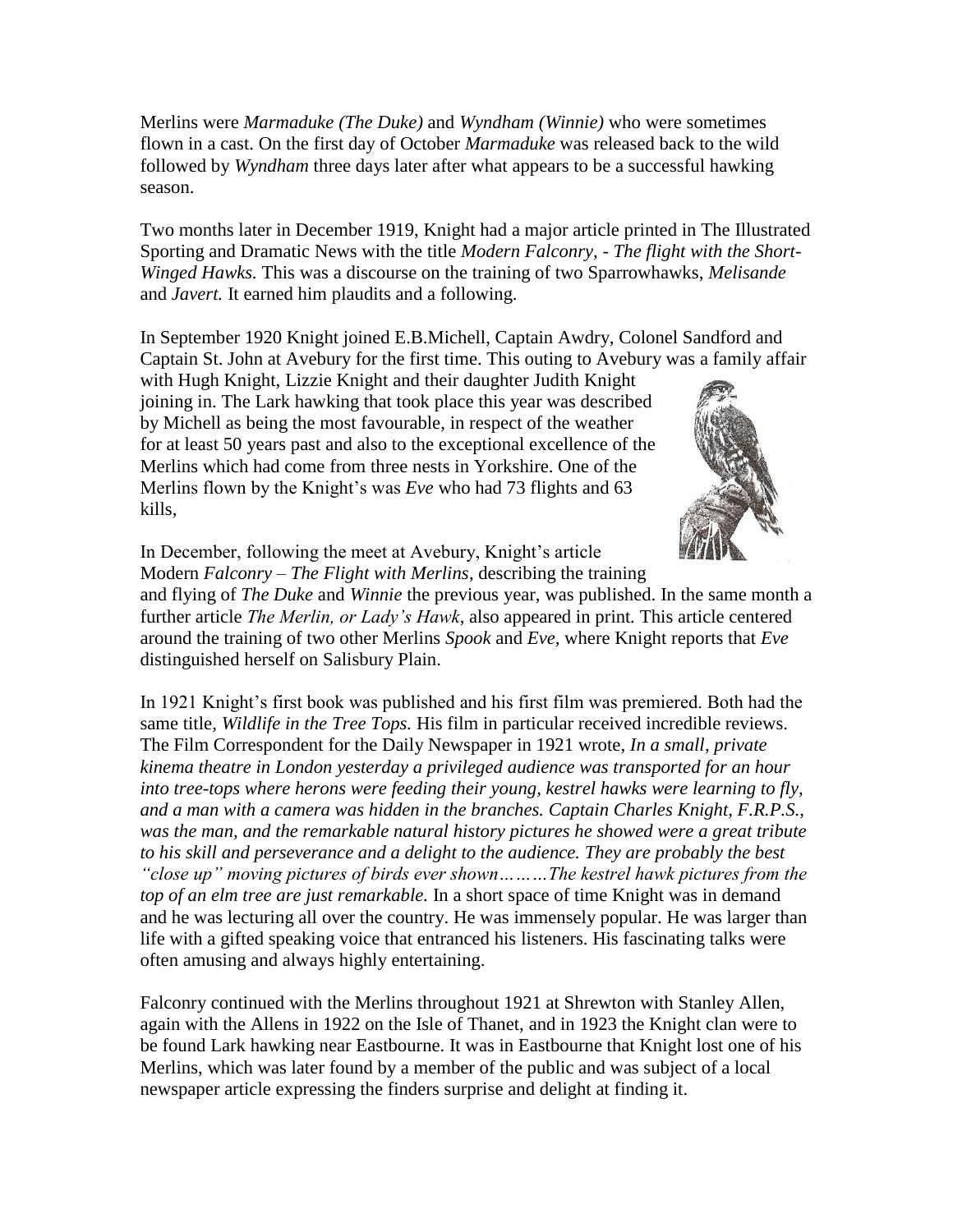Merlins were *Marmaduke (The Duke)* and *Wyndham (Winnie)* who were sometimes flown in a cast. On the first day of October *Marmaduke* was released back to the wild followed by *Wyndham* three days later after what appears to be a successful hawking season.

Two months later in December 1919, Knight had a major article printed in The Illustrated Sporting and Dramatic News with the title *Modern Falconry, - The flight with the Short-Winged Hawks.* This was a discourse on the training of two Sparrowhawks, *Melisande* and *Javert.* It earned him plaudits and a following.

In September 1920 Knight joined E.B.Michell, Captain Awdry, Colonel Sandford and Captain St. John at Avebury for the first time. This outing to Avebury was a family affair with Hugh Knight, Lizzie Knight and their daughter Judith Knight joining in. The Lark hawking that took place this year was described by Michell as being the most favourable, in respect of the weather for at least 50 years past and also to the exceptional excellence of the Merlins which had come from three nests in Yorkshire. One of the Merlins flown by the Knight's was *Eve* who had 73 flights and 63 kills,

In December, following the meet at Avebury, Knight's article Modern *Falconry – The Flight with Merlins*, describing the training and flying of *The Duke* and *Winnie* the previous year, was published. In the same month a further article *The Merlin, or Lady's Hawk*, also appeared in print. This article centered around the training of two other Merlins *Spook* and *Eve*, where Knight reports that *Eve* distinguished herself on Salisbury Plain.

In 1921 Knight's first book was published and his first film was premiered. Both had the same title, *Wildlife in the Tree Tops.* His film in particular received incredible reviews. The Film Correspondent for the Daily Newspaper in 1921 wrote, *In a small, private kinema theatre in London yesterday a privileged audience was transported for an hour into tree-tops where herons were feeding their young, kestrel hawks were learning to fly, and a man with a camera was hidden in the branches. Captain Charles Knight, F.R.P.S., was the man, and the remarkable natural history pictures he showed were a great tribute to his skill and perseverance and a delight to the audience. They are probably the best "close up" moving pictures of birds ever shown………The kestrel hawk pictures from the top of an elm tree are just remarkable.* In a short space of time Knight was in demand and he was lecturing all over the country. He was immensely popular. He was larger than life with a gifted speaking voice that entranced his listeners. His fascinating talks were often amusing and always highly entertaining.

Falconry continued with the Merlins throughout 1921 at Shrewton with Stanley Allen, again with the Allens in 1922 on the Isle of Thanet, and in 1923 the Knight clan were to be found Lark hawking near Eastbourne. It was in Eastbourne that Knight lost one of his Merlins, which was later found by a member of the public and was subject of a local newspaper article expressing the finders surprise and delight at finding it.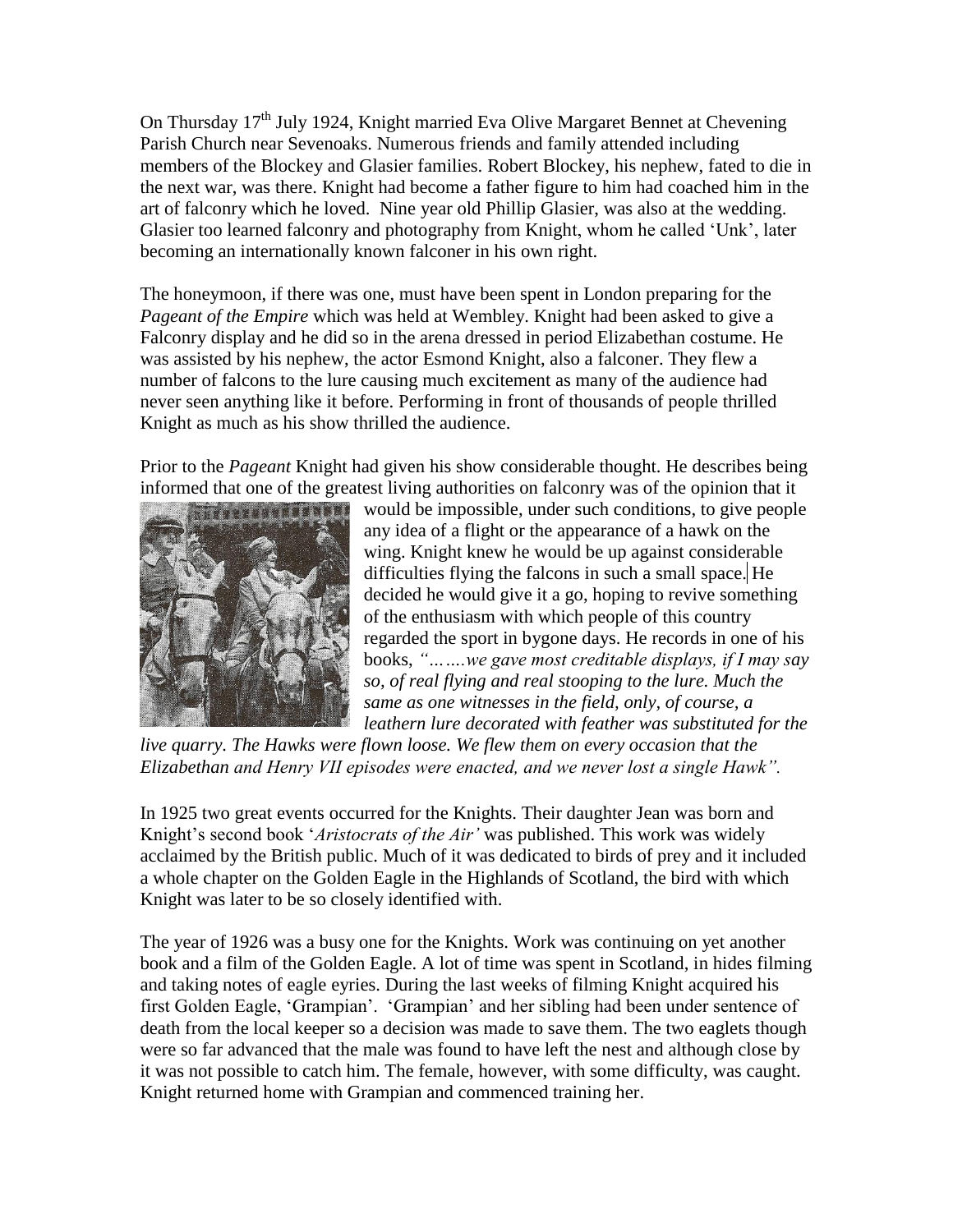On Thursday 17th July 1924, Knight married Eva Olive Margaret Bennet at Chevening Parish Church near Sevenoaks. Numerous friends and family attended including members of the Blockey and Glasier families. Robert Blockey, his nephew, fated to die in the next war, was there. Knight had become a father figure to him had coached him in the art of falconry which he loved. Nine year old Phillip Glasier, was also at the wedding. Glasier too learned falconry and photography from Knight, whom he called 'Unk', later becoming an internationally known falconer in his own right.

The honeymoon, if there was one, must have been spent in London preparing for the *Pageant of the Empire* which was held at Wembley. Knight had been asked to give a Falconry display and he did so in the arena dressed in period Elizabethan costume. He was assisted by his nephew, the actor Esmond Knight, also a falconer. They flew a number of falcons to the lure causing much excitement as many of the audience had never seen anything like it before. Performing in front of thousands of people thrilled Knight as much as his show thrilled the audience.

Prior to the *Pageant* Knight had given his show considerable thought. He describes being informed that one of the greatest living authorities on falconry was of the opinion that it would be impossible, under such conditions, to give people any idea of a flight or the appearance of a hawk on the wing. Knight knew he would be up against considerable difficulties flying the falcons in such a small space. He decided he would give it a go, hoping to revive something of the enthusiasm with which people of this country regarded the sport in bygone days. He records in one of his books, *"…….we gave most creditable displays, if I may say so, of real flying and real stooping to the lure. Much the same as one witnesses in the field, only, of course, a leathern lure decorated with feather was substituted for the live quarry. The Hawks were flown loose. We flew them on every occasion that the Elizabethan and Henry VII episodes were enacted, and we never lost a single Hawk".*

In 1925 two great events occurred for the Knights. Their daughter Jean was born and Knight's second book '*Aristocrats of the Air'* was published. This work was widely acclaimed by the British public. Much of it was dedicated to birds of prey and it included a whole chapter on the Golden Eagle in the Highlands of Scotland, the bird with which Knight was later to be so closely identified with.

The year of 1926 was a busy one for the Knights. Work was continuing on yet another book and a film of the Golden Eagle. A lot of time was spent in Scotland, in hides filming and taking notes of eagle eyries. During the last weeks of filming Knight acquired his first Golden Eagle, 'Grampian'. 'Grampian' and her sibling had been under sentence of death from the local keeper so a decision was made to save them. The two eaglets though were so far advanced that the male was found to have left the nest and although close by it was not possible to catch him. The female, however, with some difficulty, was caught. Knight returned home with Grampian and commenced training her.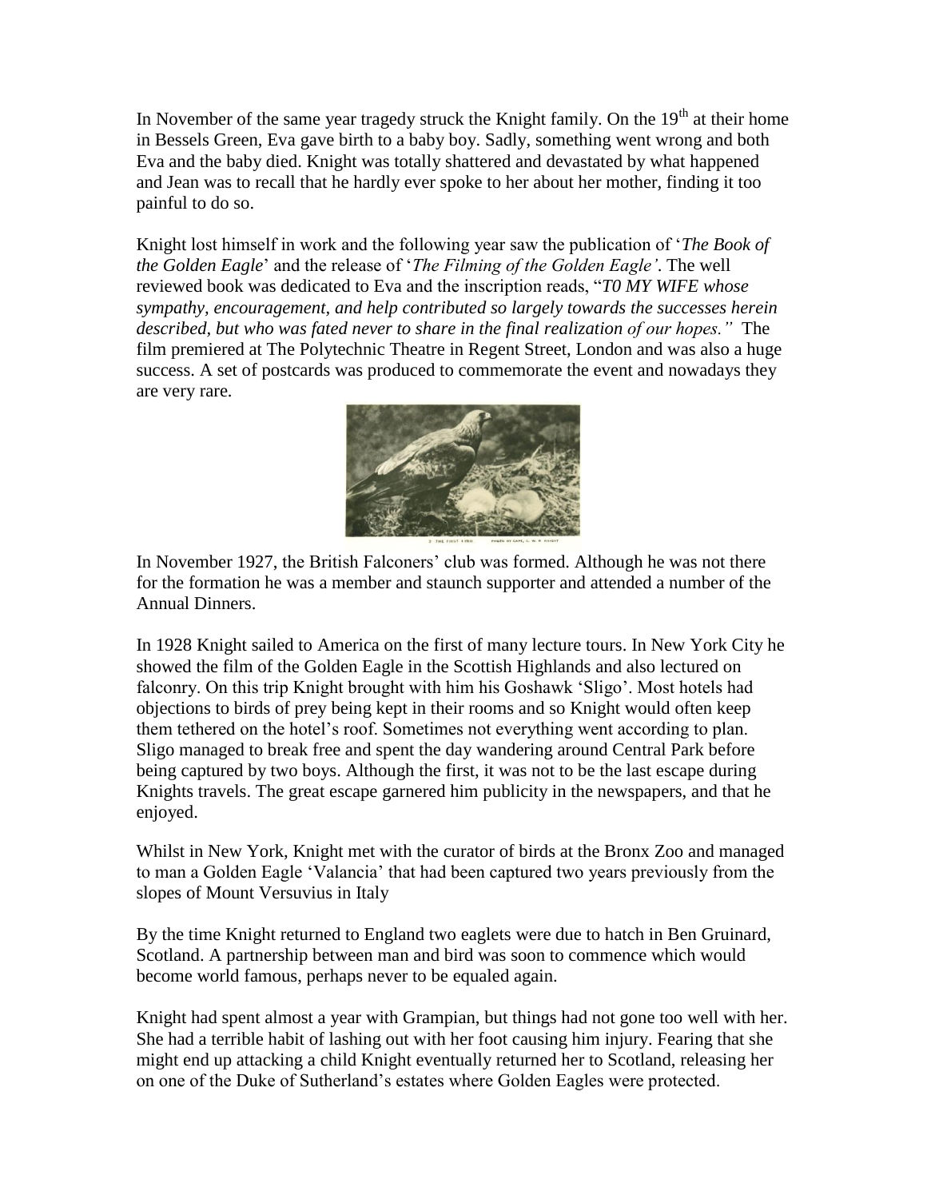In November of the same year tragedy struck the Knight family. On the 19th at their home in Bessels Green, Eva gave birth to a baby boy. Sadly, something went wrong and both Eva and the baby died. Knight was totally shattered and devastated by what happened and Jean was to recall that he hardly ever spoke to her about her mother, finding it too painful to do so.

Knight lost himself in work and the following year saw the publication of '*The Book of the Golden Eagle*' and the release of '*The Filming of the Golden Eagle'*. The well reviewed book was dedicated to Eva and the inscription reads, "*T0 MY WIFE whose sympathy, encouragement, and help contributed so largely towards the successes herein described, but who was fated never to share in the final realization of our hopes."* The film premiered at The Polytechnic Theatre in Regent Street, London and was also a huge success. A set of postcards was produced to commemorate the event and nowadays they are very rare.

In November 1927, the British Falconers' club was formed. Although he was not there for the formation he was a member and staunch supporter and attended a number of the Annual Dinners.

In 1928 Knight sailed to America on the first of many lecture tours. In New York City he showed the film of the Golden Eagle in the Scottish Highlands and also lectured on falconry. On this trip Knight brought with him his Goshawk 'Sligo'. Most hotels had objections to birds of prey being kept in their rooms and so Knight would often keep them tethered on the hotel's roof. Sometimes not everything went according to plan. Sligo managed to break free and spent the day wandering around Central Park before being captured by two boys. Although the first, it was not to be the last escape during Knights travels. The great escape garnered him publicity in the newspapers, and that he enjoyed.

Whilst in New York, Knight met with the curator of birds at the Bronx Zoo and managed to man a Golden Eagle 'Valancia' that had been captured two years previously from the slopes of Mount Versuvius in Italy

By the time Knight returned to England two eaglets were due to hatch in Ben Gruinard, Scotland. A partnership between man and bird was soon to commence which would become world famous, perhaps never to be equaled again.

Knight had spent almost a year with Grampian, but things had not gone too well with her. She had a terrible habit of lashing out with her foot causing him injury. Fearing that she might end up attacking a child Knight eventually returned her to Scotland, releasing her on one of the Duke of Sutherland's estates where Golden Eagles were protected.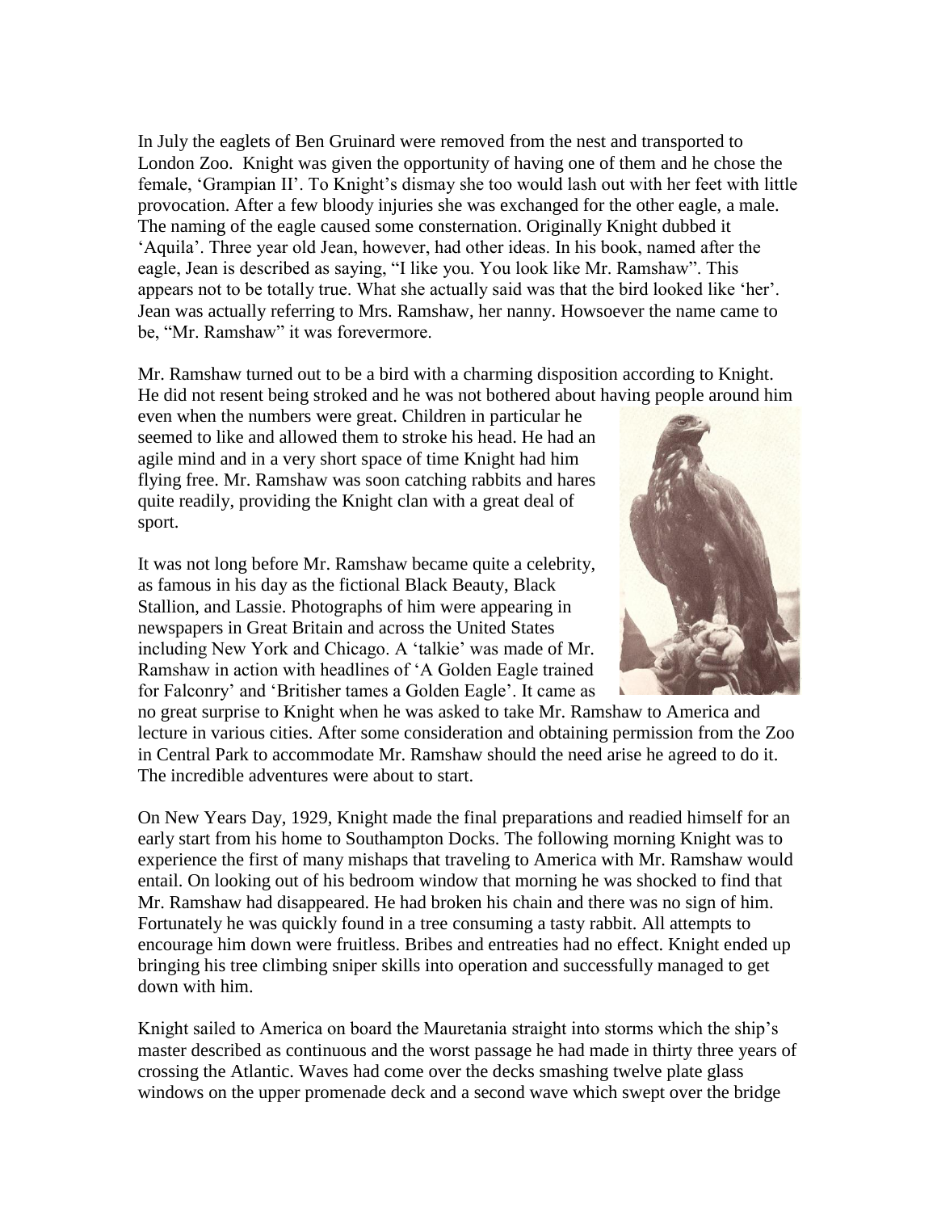In July the eaglets of Ben Gruinard were removed from the nest and transported to London Zoo. Knight was given the opportunity of having one of them and he chose the female, 'Grampian II'. To Knight's dismay she too would lash out with her feet with little provocation. After a few bloody injuries she was exchanged for the other eagle, a male. The naming of the eagle caused some consternation. Originally Knight dubbed it 'Aquila'. Three year old Jean, however, had other ideas. In his book, named after the eagle, Jean is described as saying, "I like you. You look like Mr. Ramshaw". This appears not to be totally true. What she actually said was that the bird looked like 'her'. Jean was actually referring to Mrs. Ramshaw, her nanny. Howsoever the name came to be, "Mr. Ramshaw" it was forevermore.

Mr. Ramshaw turned out to be a bird with a charming disposition according to Knight. He did not resent being stroked and he was not bothered about having people around him even when the numbers were great. Children in particular he seemed to like and allowed them to stroke his head. He had an agile mind and in a very short space of time Knight had him flying free. Mr. Ramshaw was soon catching rabbits and hares quite readily, providing the Knight clan with a great deal of sport.

It was not long before Mr. Ramshaw became quite a celebrity, as famous in his day as the fictional Black Beauty, Black Stallion, and Lassie. Photographs of him were appearing in newspapers in Great Britain and across the United States including New York and Chicago. A 'talkie' was made of Mr. Ramshaw in action with headlines of 'A Golden Eagle trained for Falconry' and 'Britisher tames a Golden Eagle'. It came as no great surprise to Knight when he was asked to take Mr. Ramshaw to America and lecture in various cities. After some consideration and obtaining permission from the Zoo in Central Park to accommodate Mr. Ramshaw should the need arise he agreed to do it. The incredible adventures were about to start.

On New Years Day, 1929, Knight made the final preparations and readied himself for an early start from his home to Southampton Docks. The following morning Knight was to experience the first of many mishaps that traveling to America with Mr. Ramshaw would entail. On looking out of his bedroom window that morning he was shocked to find that Mr. Ramshaw had disappeared. He had broken his chain and there was no sign of him. Fortunately he was quickly found in a tree consuming a tasty rabbit. All attempts to encourage him down were fruitless. Bribes and entreaties had no effect. Knight ended up bringing his tree climbing sniper skills into operation and successfully managed to get down with him.

Knight sailed to America on board the Mauretania straight into storms which the ship's master described as continuous and the worst passage he had made in thirty three years of crossing the Atlantic. Waves had come over the decks smashing twelve plate glass windows on the upper promenade deck and a second wave which swept over the bridge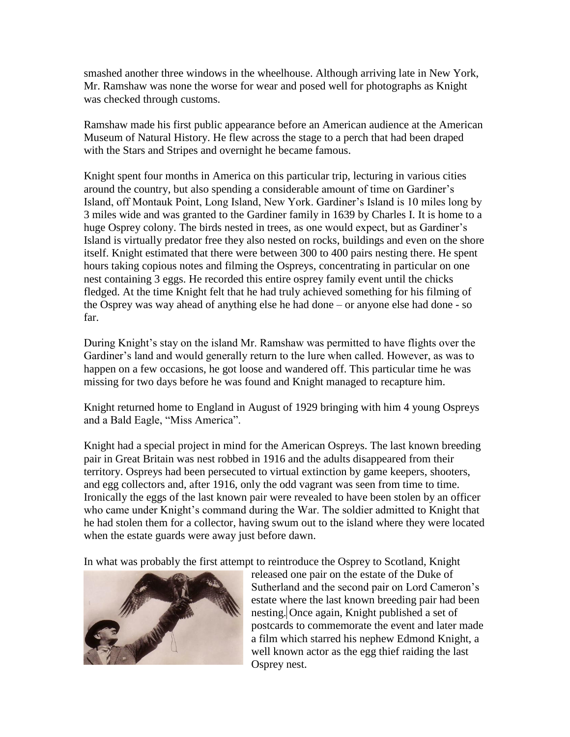smashed another three windows in the wheelhouse. Although arriving late in New York, Mr. Ramshaw was none the worse for wear and posed well for photographs as Knight was checked through customs.

Ramshaw made his first public appearance before an American audience at the American Museum of Natural History. He flew across the stage to a perch that had been draped with the Stars and Stripes and overnight he became famous.

Knight spent four months in America on this particular trip, lecturing in various cities around the country, but also spending a considerable amount of time on Gardiner's Island, off Montauk Point, Long Island, New York. Gardiner's Island is 10 miles long by 3 miles wide and was granted to the Gardiner family in 1639 by Charles I. It is home to a huge Osprey colony. The birds nested in trees, as one would expect, but as Gardiner's Island is virtually predator free they also nested on rocks, buildings and even on the shore itself. Knight estimated that there were between 300 to 400 pairs nesting there. He spent hours taking copious notes and filming the Ospreys, concentrating in particular on one nest containing 3 eggs. He recorded this entire osprey family event until the chicks fledged. At the time Knight felt that he had truly achieved something for his filming of the Osprey was way ahead of anything else he had done – or anyone else had done - so far.

During Knight's stay on the island Mr. Ramshaw was permitted to have flights over the Gardiner's land and would generally return to the lure when called. However, as was to happen on a few occasions, he got loose and wandered off. This particular time he was missing for two days before he was found and Knight managed to recapture him.

Knight returned home to England in August of 1929 bringing with him 4 young Ospreys and a Bald Eagle, "Miss America".

Knight had a special project in mind for the American Ospreys. The last known breeding pair in Great Britain was nest robbed in 1916 and the adults disappeared from their territory. Ospreys had been persecuted to virtual extinction by game keepers, shooters, and egg collectors and, after 1916, only the odd vagrant was seen from time to time. Ironically the eggs of the last known pair were revealed to have been stolen by an officer who came under Knight's command during the War. The soldier admitted to Knight that he had stolen them for a collector, having swum out to the island where they were located when the estate guards were away just before dawn.

In what was probably the first attempt to reintroduce the Osprey to Scotland, Knight released one pair on the estate of the Duke of Sutherland and the second pair on Lord Cameron's estate where the last known breeding pair had been nesting. Once again, Knight published a set of postcards to commemorate the event and later made a film which starred his nephew Edmond Knight, a well known actor as the egg thief raiding the last Osprey nest.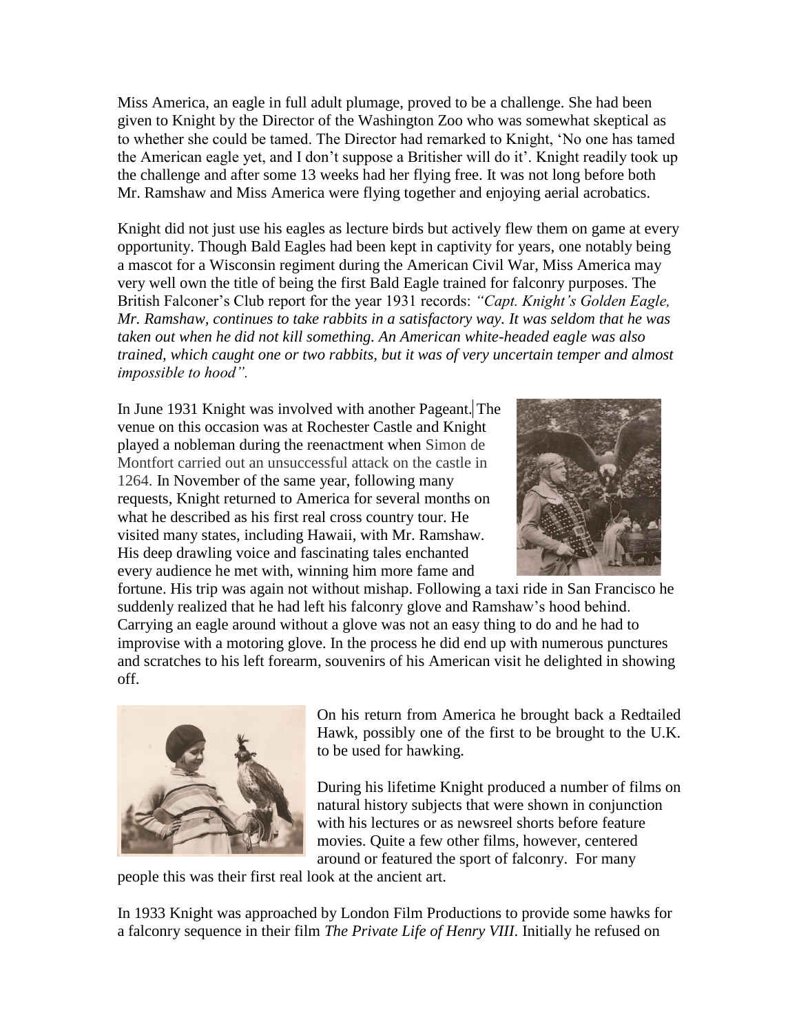Miss America, an eagle in full adult plumage, proved to be a challenge. She had been given to Knight by the Director of the Washington Zoo who was somewhat skeptical as to whether she could be tamed. The Director had remarked to Knight, 'No one has tamed the American eagle yet, and I don't suppose a Britisher will do it'. Knight readily took up the challenge and after some 13 weeks had her flying free. It was not long before both Mr. Ramshaw and Miss America were flying together and enjoying aerial acrobatics.

Knight did not just use his eagles as lecture birds but actively flew them on game at every opportunity. Though Bald Eagles had been kept in captivity for years, one notably being a mascot for a Wisconsin regiment during the American Civil War, Miss America may very well own the title of being the first Bald Eagle trained for falconry purposes. The British Falconer's Club report for the year 1931 records: *"Capt. Knight's Golden Eagle, Mr. Ramshaw, continues to take rabbits in a satisfactory way. It was seldom that he was taken out when he did not kill something. An American white-headed eagle was also trained, which caught one or two rabbits, but it was of very uncertain temper and almost impossible to hood".*

In June 1931 Knight was involved with another Pageant. The venue on this occasion was at Rochester Castle and Knight played a nobleman during the reenactment when Simon de Montfort carried out an unsuccessful attack on the castle in 1264. In November of the same year, following many requests, Knight returned to America for several months on what he described as his first real cross country tour. He visited many states, including Hawaii, with Mr. Ramshaw. His deep drawling voice and fascinating tales enchanted every audience he met with, winning him more fame and fortune. His trip was again not without mishap. Following a taxi ride in San Francisco he suddenly realized that he had left his falconry glove and Ramshaw's hood behind. Carrying an eagle around without a glove was not an easy thing to do and he had to improvise with a motoring glove. In the process he did end up with numerous punctures and scratches to his left forearm, souvenirs of his American visit he delighted in showing off.

On his return from America he brought back a Redtailed Hawk, possibly one of the first to be brought to the U.K. to be used for hawking.

During his lifetime Knight produced a number of films on natural history subjects that were shown in conjunction with his lectures or as newsreel shorts before feature movies. Quite a few other films, however, centered around or featured the sport of falconry. For many people this was their first real look at the ancient art.

In 1933 Knight was approached by London Film Productions to provide some hawks for a falconry sequence in their film *The Private Life of Henry VIII*. Initially he refused on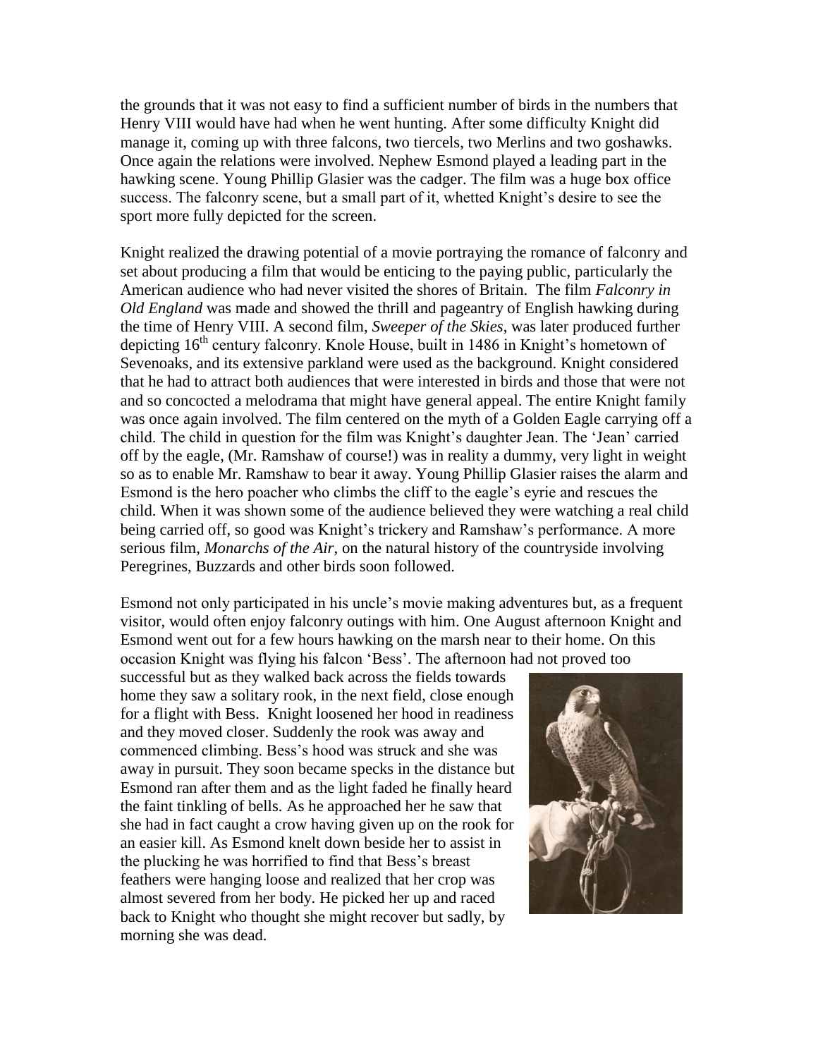the grounds that it was not easy to find a sufficient number of birds in the numbers that Henry VIII would have had when he went hunting. After some difficulty Knight did manage it, coming up with three falcons, two tiercels, two Merlins and two goshawks. Once again the relations were involved. Nephew Esmond played a leading part in the hawking scene. Young Phillip Glasier was the cadger. The film was a huge box office success. The falconry scene, but a small part of it, whetted Knight's desire to see the sport more fully depicted for the screen.

Knight realized the drawing potential of a movie portraying the romance of falconry and set about producing a film that would be enticing to the paying public, particularly the American audience who had never visited the shores of Britain. The film *Falconry in Old England* was made and showed the thrill and pageantry of English hawking during the time of Henry VIII. A second film, *Sweeper of the Skies*, was later produced further depicting 16th century falconry. Knole House, built in 1486 in Knight's hometown of Sevenoaks, and its extensive parkland were used as the background. Knight considered that he had to attract both audiences that were interested in birds and those that were not and so concocted a melodrama that might have general appeal. The entire Knight family was once again involved. The film centered on the myth of a Golden Eagle carrying off a child. The child in question for the film was Knight's daughter Jean. The 'Jean' carried off by the eagle, (Mr. Ramshaw of course!) was in reality a dummy, very light in weight so as to enable Mr. Ramshaw to bear it away. Young Phillip Glasier raises the alarm and Esmond is the hero poacher who climbs the cliff to the eagle's eyrie and rescues the child. When it was shown some of the audience believed they were watching a real child being carried off, so good was Knight's trickery and Ramshaw's performance. A more serious film, *Monarchs of the Air*, on the natural history of the countryside involving Peregrines, Buzzards and other birds soon followed.

Esmond not only participated in his uncle's movie making adventures but, as a frequent visitor, would often enjoy falconry outings with him. One August afternoon Knight and Esmond went out for a few hours hawking on the marsh near to their home. On this occasion Knight was flying his falcon 'Bess'. The afternoon had not proved too successful but as they walked back across the fields towards home they saw a solitary rook, in the next field, close enough for a flight with Bess. Knight loosened her hood in readiness and they moved closer. Suddenly the rook was away and commenced climbing. Bess's hood was struck and she was away in pursuit. They soon became specks in the distance but Esmond ran after them and as the light faded he finally heard the faint tinkling of bells. As he approached her he saw that she had in fact caught a crow having given up on the rook for an easier kill. As Esmond knelt down beside her to assist in the plucking he was horrified to find that Bess's breast feathers were hanging loose and realized that her crop was almost severed from her body. He picked her up and raced back to Knight who thought she might recover but sadly, by morning she was dead.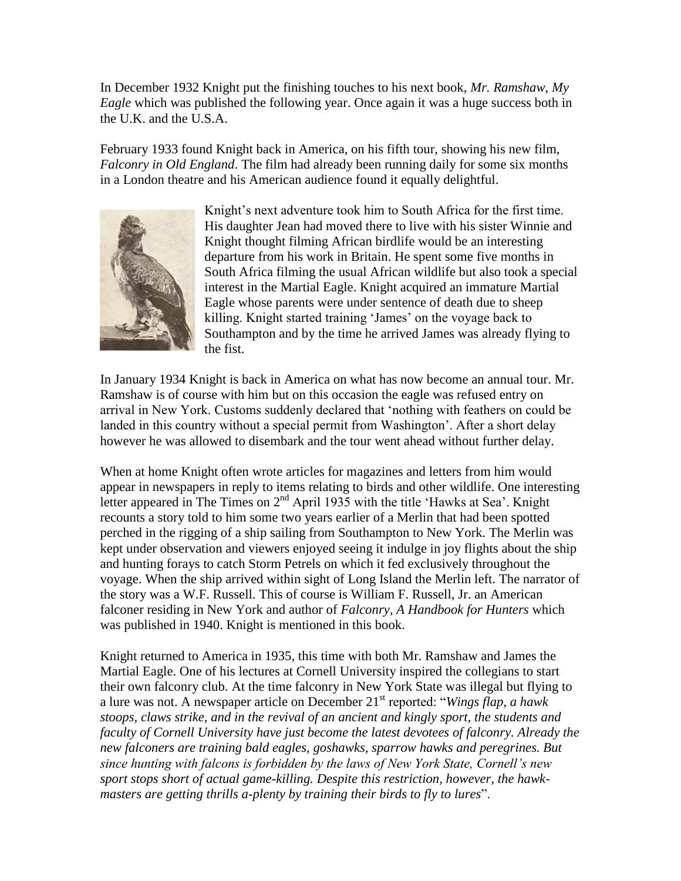In December 1932 Knight put the finishing touches to his next book, *Mr. Ramshaw, My Eagle* which was published the following year. Once again it was a huge success both in the U.K. and the U.S.A.

February 1933 found Knight back in America, on his fifth tour, showing his new film, *Falconry in Old England*. The film had already been running daily for some six months in a London theatre and his American audience found it equally delightful.

Knight's next adventure took him to South Africa for the first time. His daughter Jean had moved there to live with his sister Winnie and Knight thought filming African birdlife would be an interesting departure from his work in Britain. He spent some five months in South Africa filming the usual African wildlife but also took a special interest in the Martial Eagle. Knight acquired an immature Martial Eagle whose parents were under sentence of death due to sheep killing. Knight started training 'James' on the voyage back to Southampton and by the time he arrived James was already flying to the fist.

In January 1934 Knight is back in America on what has now become an annual tour. Mr. Ramshaw is of course with him but on this occasion the eagle was refused entry on arrival in New York. Customs suddenly declared that 'nothing with feathers on could be landed in this country without a special permit from Washington'. After a short delay however he was allowed to disembark and the tour went ahead without further delay.

When at home Knight often wrote articles for magazines and letters from him would appear in newspapers in reply to items relating to birds and other wildlife. One interesting letter appeared in The Times on 2nd April 1935 with the title 'Hawks at Sea'. Knight recounts a story told to him some two years earlier of a Merlin that had been spotted perched in the rigging of a ship sailing from Southampton to New York. The Merlin was kept under observation and viewers enjoyed seeing it indulge in joy flights about the ship and hunting forays to catch Storm Petrels on which it fed exclusively throughout the voyage. When the ship arrived within sight of Long Island the Merlin left. The narrator of the story was a W.F. Russell. This of course is William F. Russell, Jr. an American falconer residing in New York and author of *Falconry, A Handbook for Hunters* which was published in 1940. Knight is mentioned in this book.

Knight returned to America in 1935, this time with both Mr. Ramshaw and James the Martial Eagle. One of his lectures at Cornell University inspired the collegians to start their own falconry club. At the time falconry in New York State was illegal but flying to a lure was not. A newspaper article on December 21st reported: "*Wings flap, a hawk stoops, claws strike, and in the revival of an ancient and kingly sport, the students and faculty of Cornell University have just become the latest devotees of falconry. Already the new falconers are training bald eagles, goshawks, sparrow hawks and peregrines. But since hunting with falcons is forbidden by the laws of New York State, Cornell's new sport stops short of actual game-killing. Despite this restriction, however, the hawk-masters are getting thrills a-plenty by training their birds to fly to lures*".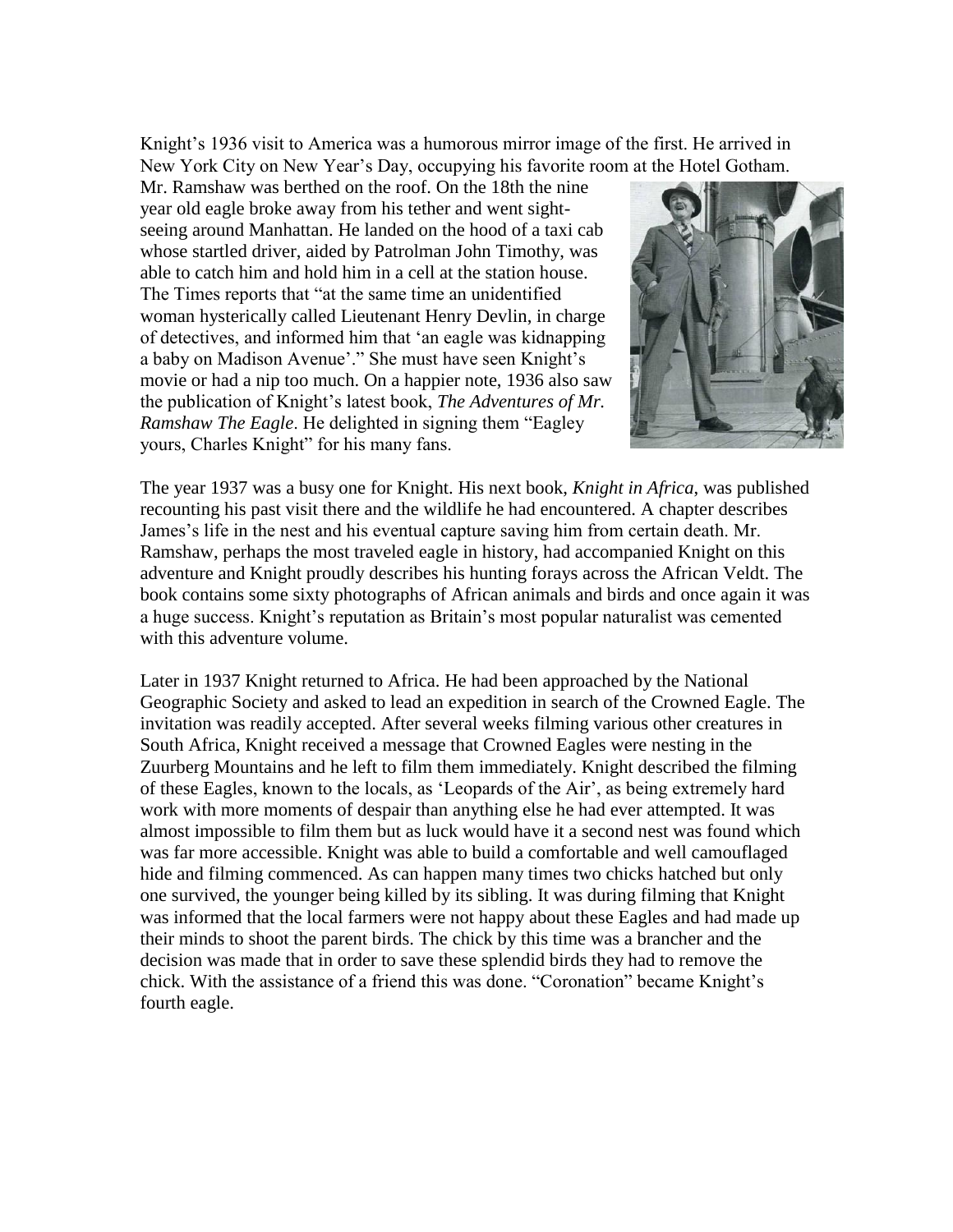Knight's 1936 visit to America was a humorous mirror image of the first. He arrived in New York City on New Year's Day, occupying his favorite room at the Hotel Gotham. Mr. Ramshaw was berthed on the roof. On the 18th the nine year old eagle broke away from his tether and went sight-seeing around Manhattan. He landed on the hood of a taxi cab whose startled driver, aided by Patrolman John Timothy, was able to catch him and hold him in a cell at the station house. The Times reports that "at the same time an unidentified woman hysterically called Lieutenant Henry Devlin, in charge of detectives, and informed him that 'an eagle was kidnapping a baby on Madison Avenue'." She must have seen Knight's movie or had a nip too much. On a happier note, 1936 also saw the publication of Knight's latest book, *The Adventures of Mr. Ramshaw The Eagle*. He delighted in signing them "Eagley yours, Charles Knight" for his many fans.

The year 1937 was a busy one for Knight. His next book, *Knight in Africa*, was published recounting his past visit there and the wildlife he had encountered. A chapter describes James's life in the nest and his eventual capture saving him from certain death. Mr. Ramshaw, perhaps the most traveled eagle in history, had accompanied Knight on this adventure and Knight proudly describes his hunting forays across the African Veldt. The book contains some sixty photographs of African animals and birds and once again it was a huge success. Knight's reputation as Britain's most popular naturalist was cemented with this adventure volume.

Later in 1937 Knight returned to Africa. He had been approached by the National Geographic Society and asked to lead an expedition in search of the Crowned Eagle. The invitation was readily accepted. After several weeks filming various other creatures in South Africa, Knight received a message that Crowned Eagles were nesting in the Zuurberg Mountains and he left to film them immediately. Knight described the filming of these Eagles, known to the locals, as 'Leopards of the Air', as being extremely hard work with more moments of despair than anything else he had ever attempted. It was almost impossible to film them but as luck would have it a second nest was found which was far more accessible. Knight was able to build a comfortable and well camouflaged hide and filming commenced. As can happen many times two chicks hatched but only one survived, the younger being killed by its sibling. It was during filming that Knight was informed that the local farmers were not happy about these Eagles and had made up their minds to shoot the parent birds. The chick by this time was a brancher and the decision was made that in order to save these splendid birds they had to remove the chick. With the assistance of a friend this was done. "Coronation" became Knight's fourth eagle.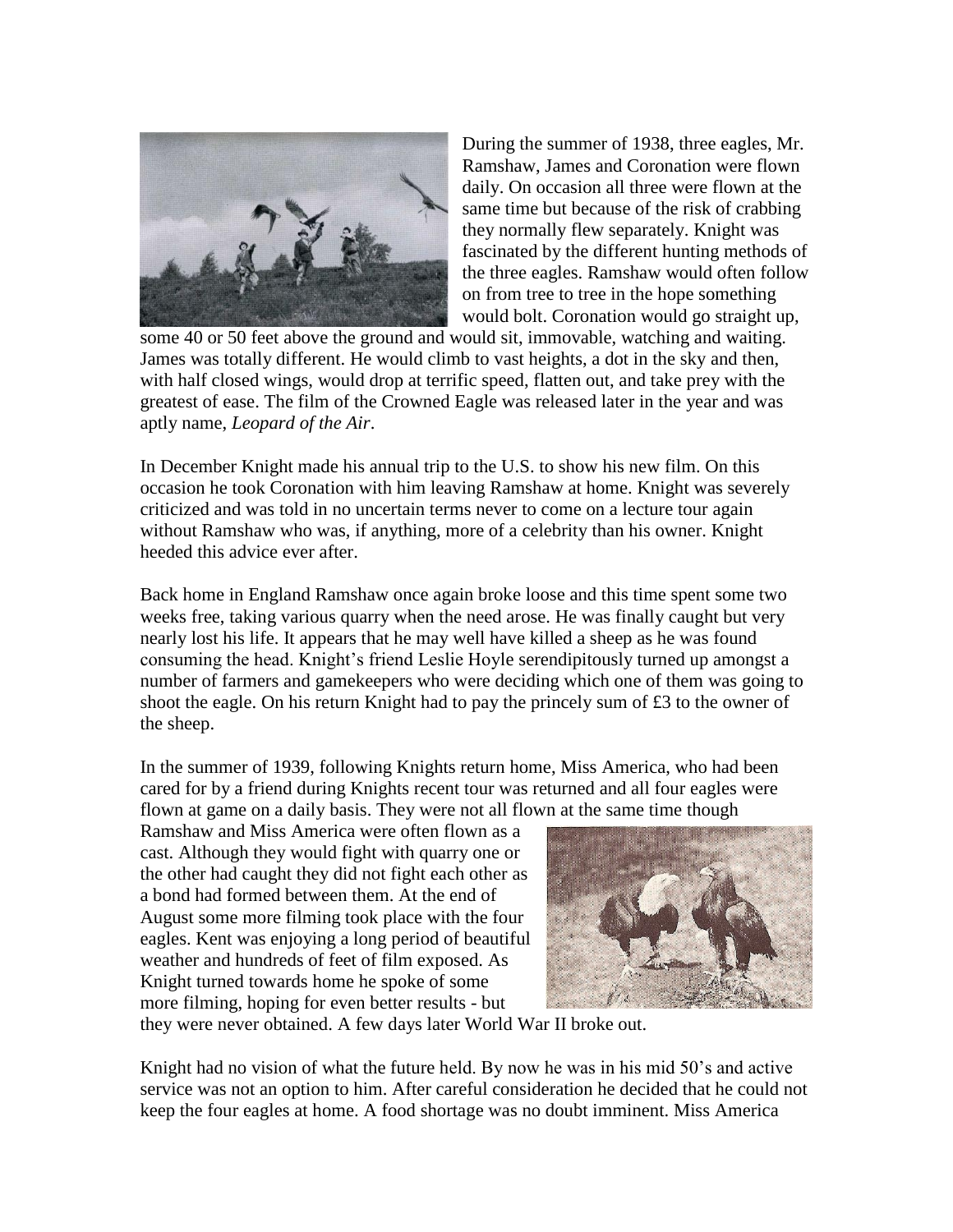During the summer of 1938, three eagles, Mr. Ramshaw, James and Coronation were flown daily. On occasion all three were flown at the same time but because of the risk of crabbing they normally flew separately. Knight was fascinated by the different hunting methods of the three eagles. Ramshaw would often follow on from tree to tree in the hope something would bolt. Coronation would go straight up, some 40 or 50 feet above the ground and would sit, immovable, watching and waiting. James was totally different. He would climb to vast heights, a dot in the sky and then, with half closed wings, would drop at terrific speed, flatten out, and take prey with the greatest of ease. The film of the Crowned Eagle was released later in the year and was aptly name, *Leopard of the Air*.

In December Knight made his annual trip to the U.S. to show his new film. On this occasion he took Coronation with him leaving Ramshaw at home. Knight was severely criticized and was told in no uncertain terms never to come on a lecture tour again without Ramshaw who was, if anything, more of a celebrity than his owner. Knight heeded this advice ever after.

Back home in England Ramshaw once again broke loose and this time spent some two weeks free, taking various quarry when the need arose. He was finally caught but very nearly lost his life. It appears that he may well have killed a sheep as he was found consuming the head. Knight's friend Leslie Hoyle serendipitously turned up amongst a number of farmers and gamekeepers who were deciding which one of them was going to shoot the eagle. On his return Knight had to pay the princely sum of £3 to the owner of the sheep.

In the summer of 1939, following Knights return home, Miss America, who had been cared for by a friend during Knights recent tour was returned and all four eagles were flown at game on a daily basis. They were not all flown at the same time though Ramshaw and Miss America were often flown as a cast. Although they would fight with quarry one or the other had caught they did not fight each other as a bond had formed between them. At the end of August some more filming took place with the four eagles. Kent was enjoying a long period of beautiful weather and hundreds of feet of film exposed. As Knight turned towards home he spoke of some more filming, hoping for even better results - but they were never obtained. A few days later World War II broke out.

Knight had no vision of what the future held. By now he was in his mid 50's and active service was not an option to him. After careful consideration he decided that he could not keep the four eagles at home. A food shortage was no doubt imminent. Miss America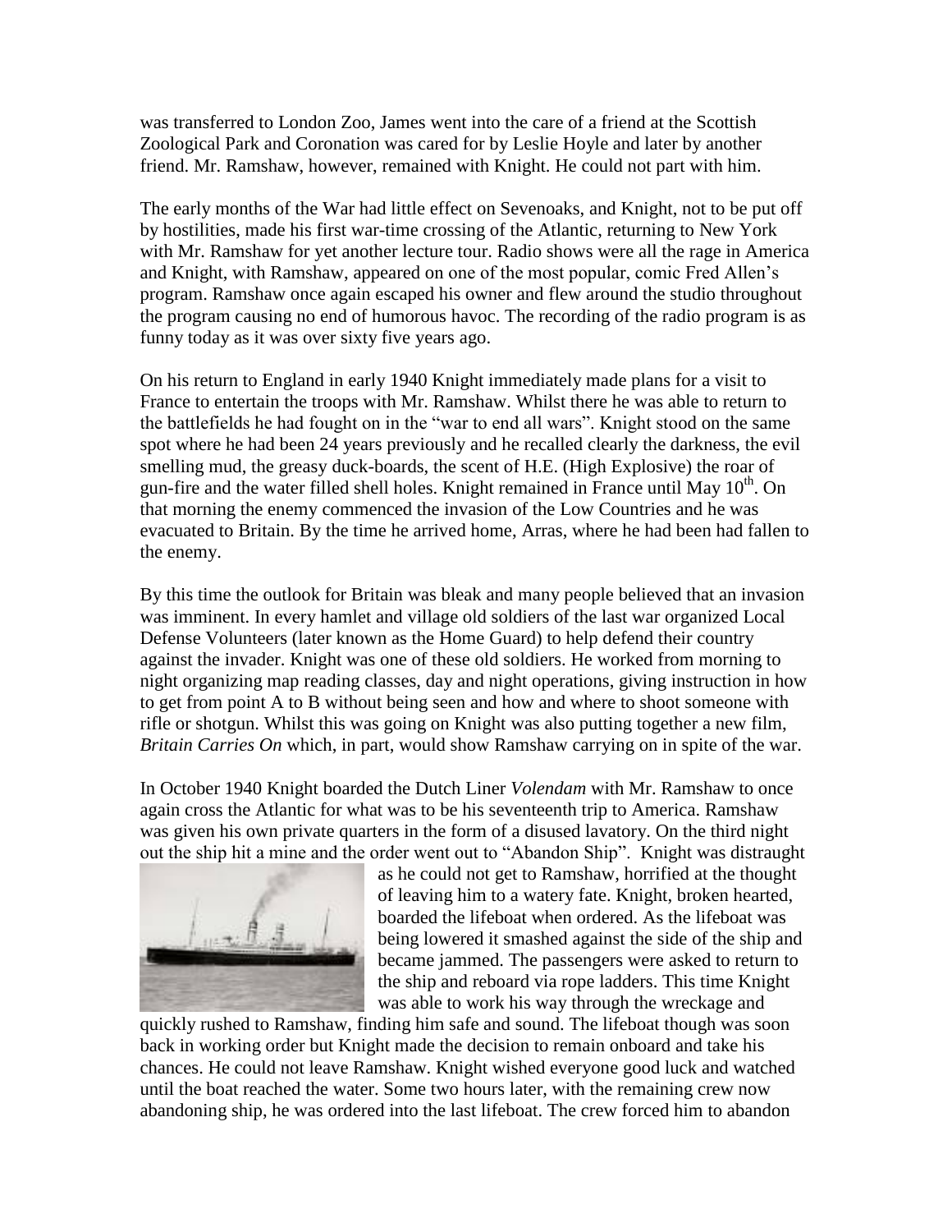was transferred to London Zoo, James went into the care of a friend at the Scottish Zoological Park and Coronation was cared for by Leslie Hoyle and later by another friend. Mr. Ramshaw, however, remained with Knight. He could not part with him.

The early months of the War had little effect on Sevenoaks, and Knight, not to be put off by hostilities, made his first war-time crossing of the Atlantic, returning to New York with Mr. Ramshaw for yet another lecture tour. Radio shows were all the rage in America and Knight, with Ramshaw, appeared on one of the most popular, comic Fred Allen's program. Ramshaw once again escaped his owner and flew around the studio throughout the program causing no end of humorous havoc. The recording of the radio program is as funny today as it was over sixty five years ago.

On his return to England in early 1940 Knight immediately made plans for a visit to France to entertain the troops with Mr. Ramshaw. Whilst there he was able to return to the battlefields he had fought on in the "war to end all wars". Knight stood on the same spot where he had been 24 years previously and he recalled clearly the darkness, the evil smelling mud, the greasy duck-boards, the scent of H.E. (High Explosive) the roar of gun-fire and the water filled shell holes. Knight remained in France until May 10th. On that morning the enemy commenced the invasion of the Low Countries and he was evacuated to Britain. By the time he arrived home, Arras, where he had been had fallen to the enemy.

By this time the outlook for Britain was bleak and many people believed that an invasion was imminent. In every hamlet and village old soldiers of the last war organized Local Defense Volunteers (later known as the Home Guard) to help defend their country against the invader. Knight was one of these old soldiers. He worked from morning to night organizing map reading classes, day and night operations, giving instruction in how to get from point A to B without being seen and how and where to shoot someone with rifle or shotgun. Whilst this was going on Knight was also putting together a new film, *Britain Carries On* which, in part, would show Ramshaw carrying on in spite of the war.

In October 1940 Knight boarded the Dutch Liner *Volendam* with Mr. Ramshaw to once again cross the Atlantic for what was to be his seventeenth trip to America. Ramshaw was given his own private quarters in the form of a disused lavatory. On the third night out the ship hit a mine and the order went out to "Abandon Ship". Knight was distraught as he could not get to Ramshaw, horrified at the thought of leaving him to a watery fate. Knight, broken hearted, boarded the lifeboat when ordered. As the lifeboat was being lowered it smashed against the side of the ship and became jammed. The passengers were asked to return to the ship and reboard via rope ladders. This time Knight was able to work his way through the wreckage and quickly rushed to Ramshaw, finding him safe and sound. The lifeboat though was soon back in working order but Knight made the decision to remain onboard and take his chances. He could not leave Ramshaw. Knight wished everyone good luck and watched until the boat reached the water. Some two hours later, with the remaining crew now abandoning ship, he was ordered into the last lifeboat. The crew forced him to abandon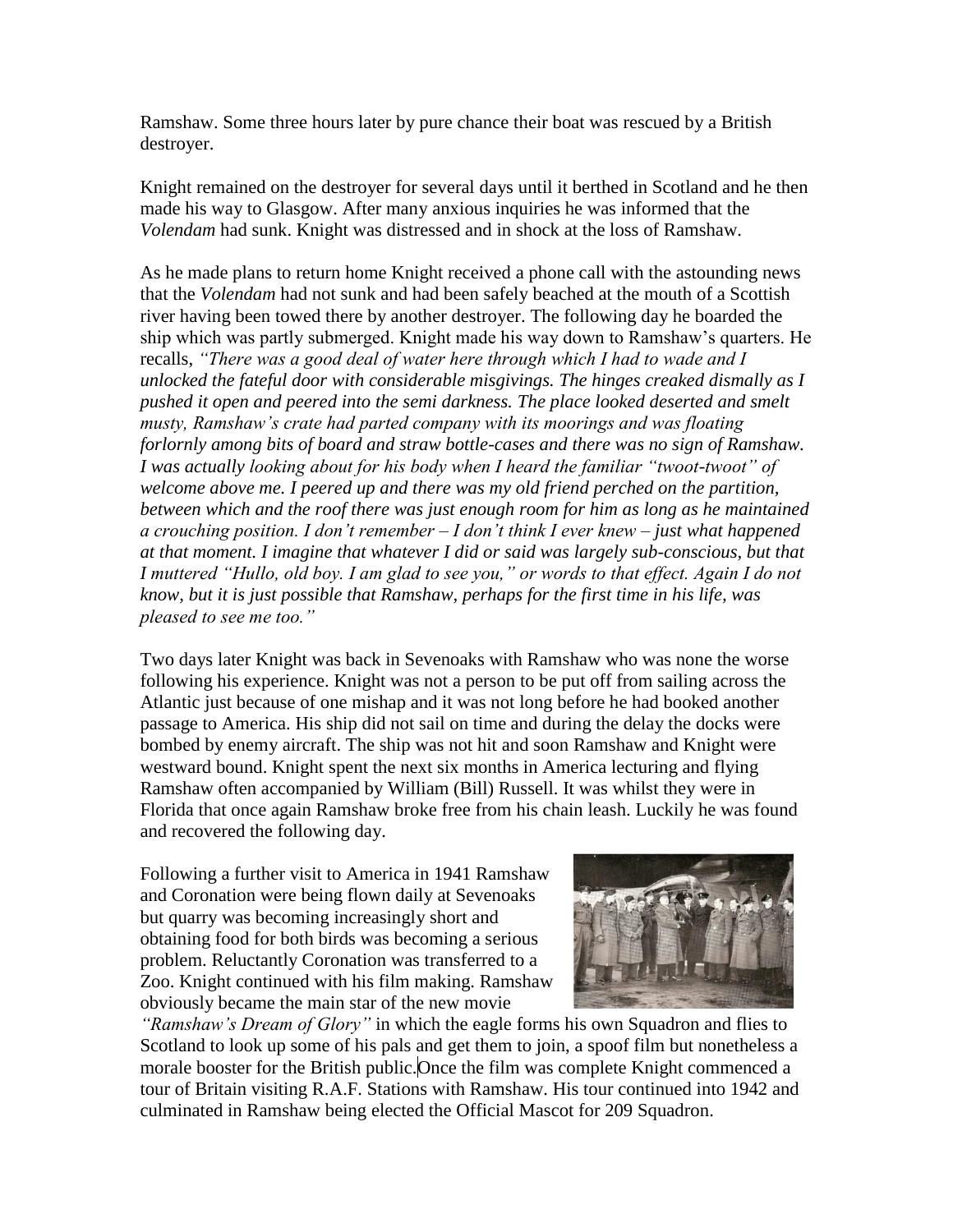Ramshaw. Some three hours later by pure chance their boat was rescued by a British destroyer.

Knight remained on the destroyer for several days until it berthed in Scotland and he then made his way to Glasgow. After many anxious inquiries he was informed that the *Volendam* had sunk. Knight was distressed and in shock at the loss of Ramshaw.

As he made plans to return home Knight received a phone call with the astounding news that the *Volendam* had not sunk and had been safely beached at the mouth of a Scottish river having been towed there by another destroyer. The following day he boarded the ship which was partly submerged. Knight made his way down to Ramshaw's quarters. He recalls, *"There was a good deal of water here through which I had to wade and I unlocked the fateful door with considerable misgivings. The hinges creaked dismally as I pushed it open and peered into the semi darkness. The place looked deserted and smelt musty, Ramshaw's crate had parted company with its moorings and was floating forlornly among bits of board and straw bottle-cases and there was no sign of Ramshaw. I was actually looking about for his body when I heard the familiar "twoot-twoot" of welcome above me. I peered up and there was my old friend perched on the partition, between which and the roof there was just enough room for him as long as he maintained a crouching position. I don't remember – I don't think I ever knew – just what happened at that moment. I imagine that whatever I did or said was largely sub-conscious, but that I muttered "Hullo, old boy. I am glad to see you," or words to that effect. Again I do not know, but it is just possible that Ramshaw, perhaps for the first time in his life, was pleased to see me too."*

Two days later Knight was back in Sevenoaks with Ramshaw who was none the worse following his experience. Knight was not a person to be put off from sailing across the Atlantic just because of one mishap and it was not long before he had booked another passage to America. His ship did not sail on time and during the delay the docks were bombed by enemy aircraft. The ship was not hit and soon Ramshaw and Knight were westward bound. Knight spent the next six months in America lecturing and flying Ramshaw often accompanied by William (Bill) Russell. It was whilst they were in Florida that once again Ramshaw broke free from his chain leash. Luckily he was found and recovered the following day.

Following a further visit to America in 1941 Ramshaw and Coronation were being flown daily at Sevenoaks but quarry was becoming increasingly short and obtaining food for both birds was becoming a serious problem. Reluctantly Coronation was transferred to a Zoo. Knight continued with his film making. Ramshaw obviously became the main star of the new movie *"Ramshaw's Dream of Glory"* in which the eagle forms his own Squadron and flies to Scotland to look up some of his pals and get them to join, a spoof film but nonetheless a morale booster for the British public. Once the film was complete Knight commenced a tour of Britain visiting R.A.F. Stations with Ramshaw. His tour continued into 1942 and culminated in Ramshaw being elected the Official Mascot for 209 Squadron.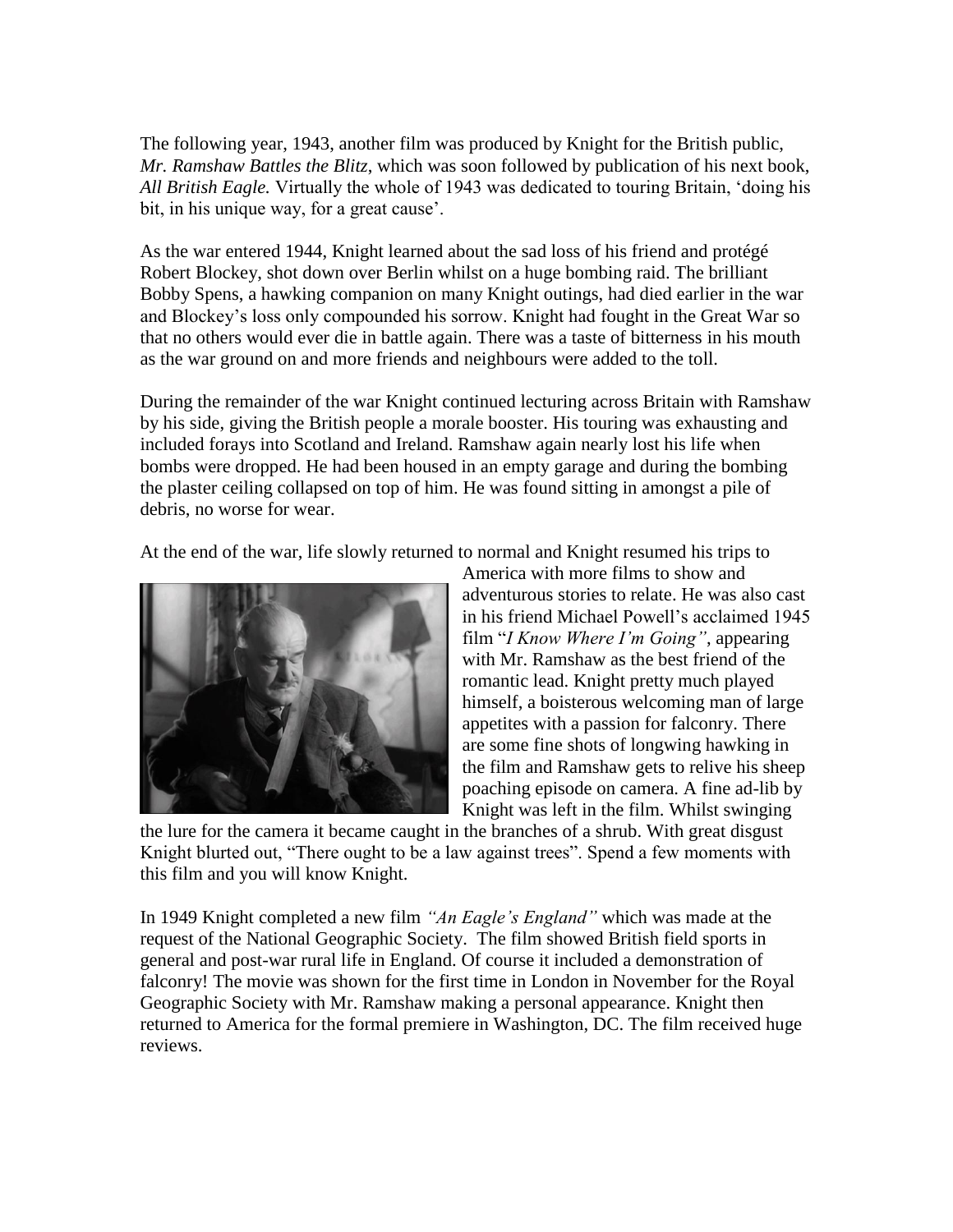The following year, 1943, another film was produced by Knight for the British public, *Mr. Ramshaw Battles the Blitz*, which was soon followed by publication of his next book, *All British Eagle.* Virtually the whole of 1943 was dedicated to touring Britain, 'doing his bit, in his unique way, for a great cause'.

As the war entered 1944, Knight learned about the sad loss of his friend and protégé Robert Blockey, shot down over Berlin whilst on a huge bombing raid. The brilliant Bobby Spens, a hawking companion on many Knight outings, had died earlier in the war and Blockey's loss only compounded his sorrow. Knight had fought in the Great War so that no others would ever die in battle again. There was a taste of bitterness in his mouth as the war ground on and more friends and neighbours were added to the toll.

During the remainder of the war Knight continued lecturing across Britain with Ramshaw by his side, giving the British people a morale booster. His touring was exhausting and included forays into Scotland and Ireland. Ramshaw again nearly lost his life when bombs were dropped. He had been housed in an empty garage and during the bombing the plaster ceiling collapsed on top of him. He was found sitting in amongst a pile of debris, no worse for wear.

At the end of the war, life slowly returned to normal and Knight resumed his trips to America with more films to show and adventurous stories to relate. He was also cast in his friend Michael Powell's acclaimed 1945 film "*I Know Where I'm Going"*, appearing with Mr. Ramshaw as the best friend of the romantic lead. Knight pretty much played himself, a boisterous welcoming man of large appetites with a passion for falconry. There are some fine shots of longwing hawking in the film and Ramshaw gets to relive his sheep poaching episode on camera. A fine ad-lib by Knight was left in the film. Whilst swinging the lure for the camera it became caught in the branches of a shrub. With great disgust Knight blurted out, "There ought to be a law against trees". Spend a few moments with this film and you will know Knight.

In 1949 Knight completed a new film *"An Eagle's England"* which was made at the request of the National Geographic Society. The film showed British field sports in general and post-war rural life in England. Of course it included a demonstration of falconry! The movie was shown for the first time in London in November for the Royal Geographic Society with Mr. Ramshaw making a personal appearance. Knight then returned to America for the formal premiere in Washington, DC. The film received huge reviews.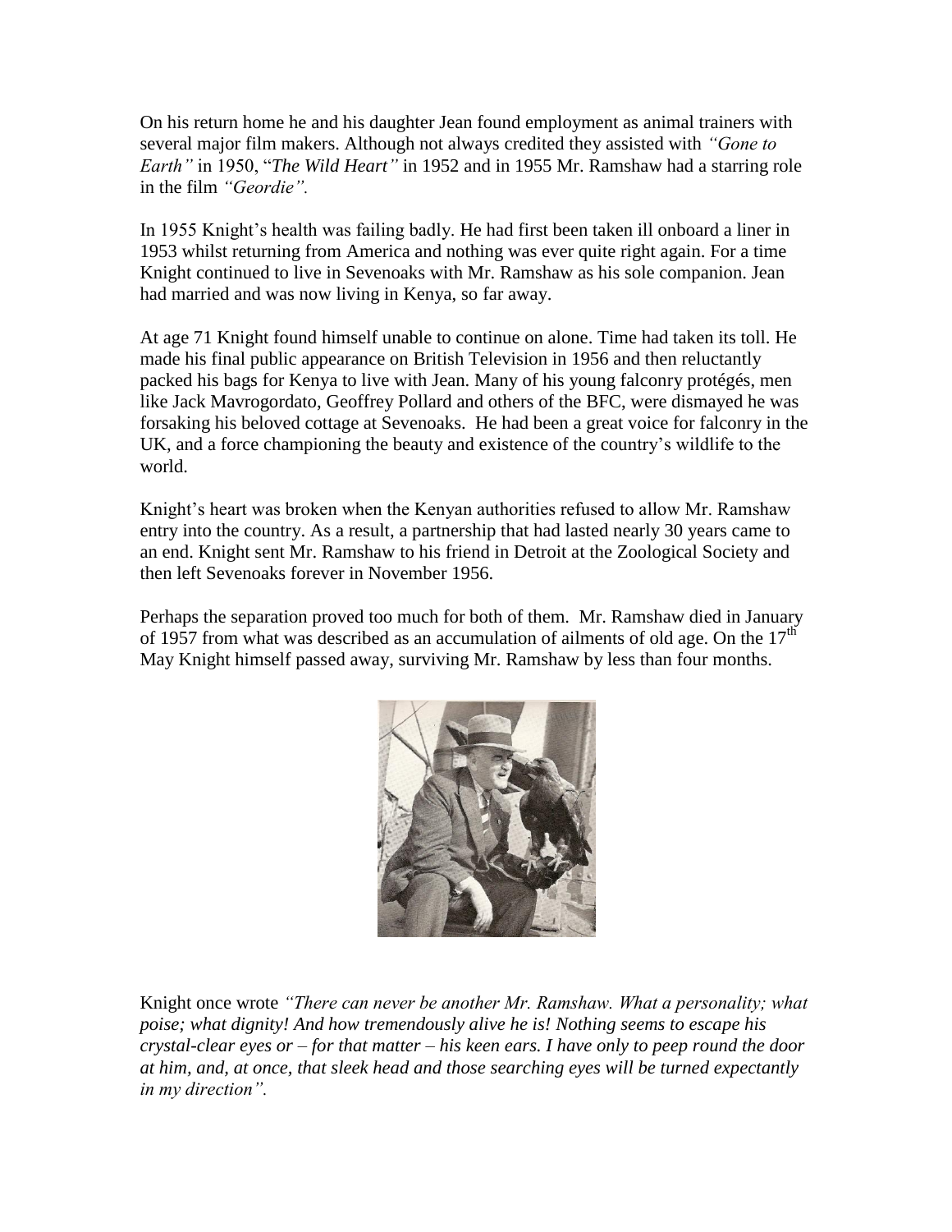On his return home he and his daughter Jean found employment as animal trainers with several major film makers. Although not always credited they assisted with *"Gone to Earth"* in 1950, "*The Wild Heart"* in 1952 and in 1955 Mr. Ramshaw had a starring role in the film *"Geordie".*

In 1955 Knight's health was failing badly. He had first been taken ill onboard a liner in 1953 whilst returning from America and nothing was ever quite right again. For a time Knight continued to live in Sevenoaks with Mr. Ramshaw as his sole companion. Jean had married and was now living in Kenya, so far away.

At age 71 Knight found himself unable to continue on alone. Time had taken its toll. He made his final public appearance on British Television in 1956 and then reluctantly packed his bags for Kenya to live with Jean. Many of his young falconry protégés, men like Jack Mavrogordato, Geoffrey Pollard and others of the BFC, were dismayed he was forsaking his beloved cottage at Sevenoaks. He had been a great voice for falconry in the UK, and a force championing the beauty and existence of the country's wildlife to the world.

Knight's heart was broken when the Kenyan authorities refused to allow Mr. Ramshaw entry into the country. As a result, a partnership that had lasted nearly 30 years came to an end. Knight sent Mr. Ramshaw to his friend in Detroit at the Zoological Society and then left Sevenoaks forever in November 1956.

Perhaps the separation proved too much for both of them. Mr. Ramshaw died in January of 1957 from what was described as an accumulation of ailments of old age. On the 17th May Knight himself passed away, surviving Mr. Ramshaw by less than four months.

Knight once wrote *"There can never be another Mr. Ramshaw. What a personality; what poise; what dignity! And how tremendously alive he is! Nothing seems to escape his crystal-clear eyes or – for that matter – his keen ears. I have only to peep round the door at him, and, at once, that sleek head and those searching eyes will be turned expectantly in my direction".*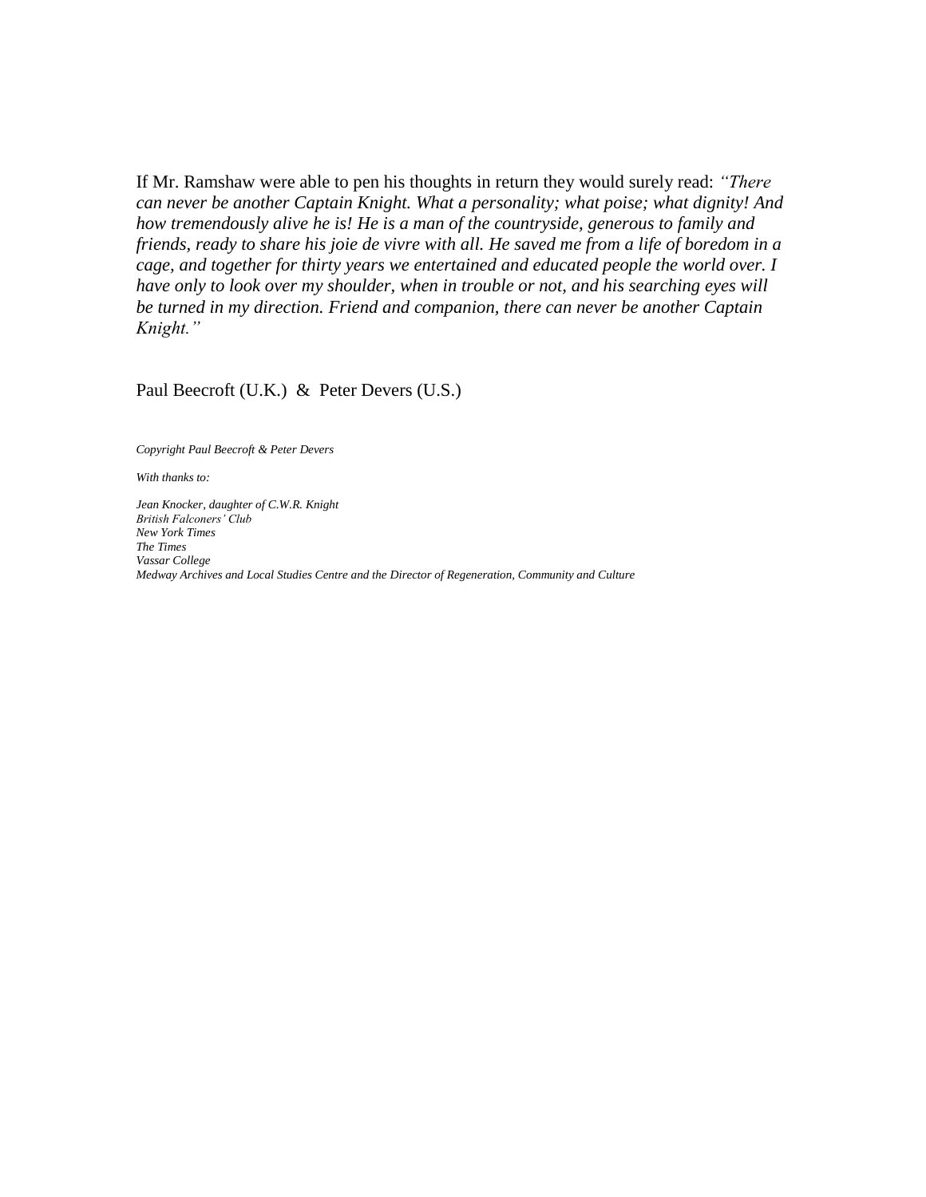If Mr. Ramshaw were able to pen his thoughts in return they would surely read: *"There can never be another Captain Knight. What a personality; what poise; what dignity! And how tremendously alive he is! He is a man of the countryside, generous to family and friends, ready to share his joie de vivre with all. He saved me from a life of boredom in a cage, and together for thirty years we entertained and educated people the world over. I have only to look over my shoulder, when in trouble or not, and his searching eyes will be turned in my direction. Friend and companion, there can never be another Captain Knight."*

Paul Beecroft (U.K.) & Peter Devers (U.S.)

*Copyright Paul Beecroft & Peter Devers*

*With thanks to:*

*Jean Knocker, daughter of C.W.R. Knight*
*British Falconers' Club*
*New York Times*
*The Times*
*Vassar College*
*Medway Archives and Local Studies Centre and the Director of Regeneration, Community and Culture*